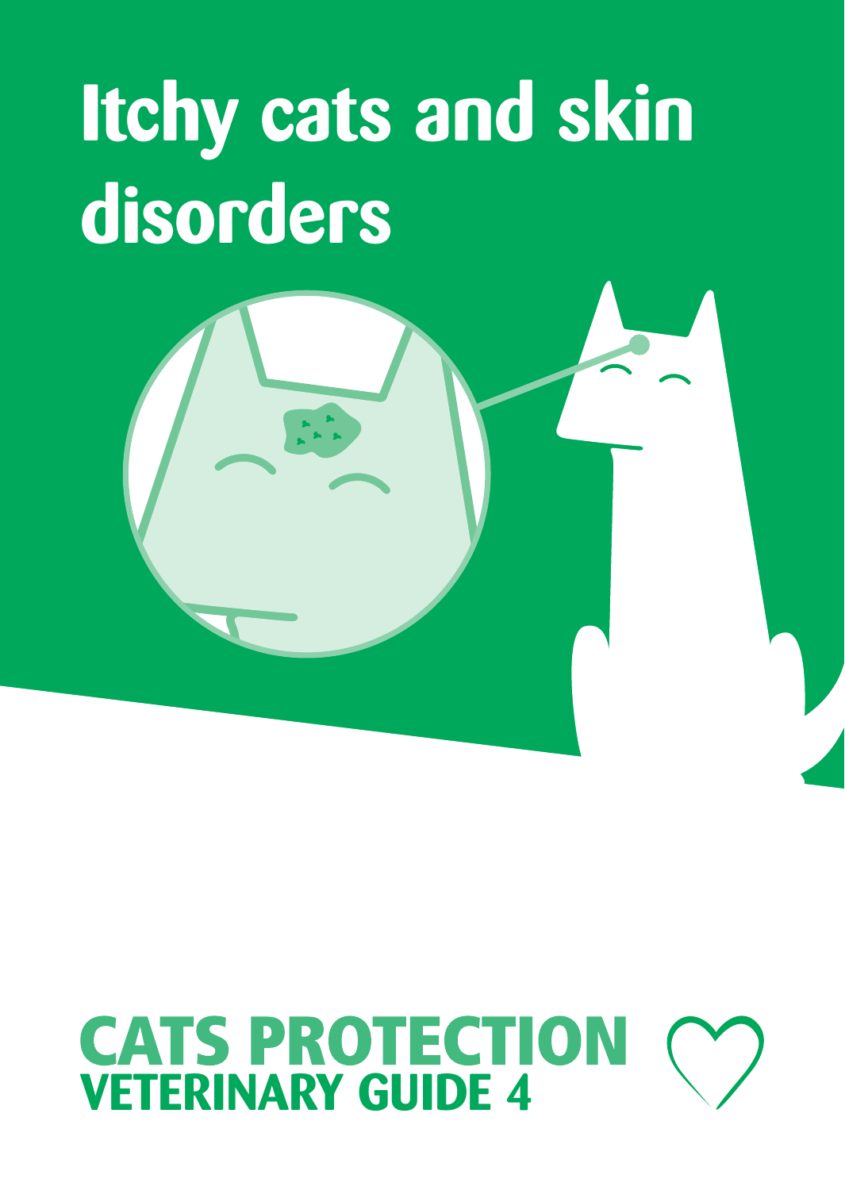# Itchy cats and skin disorders

**CATS PROTECTION**

**VETERINARY GUIDE 4**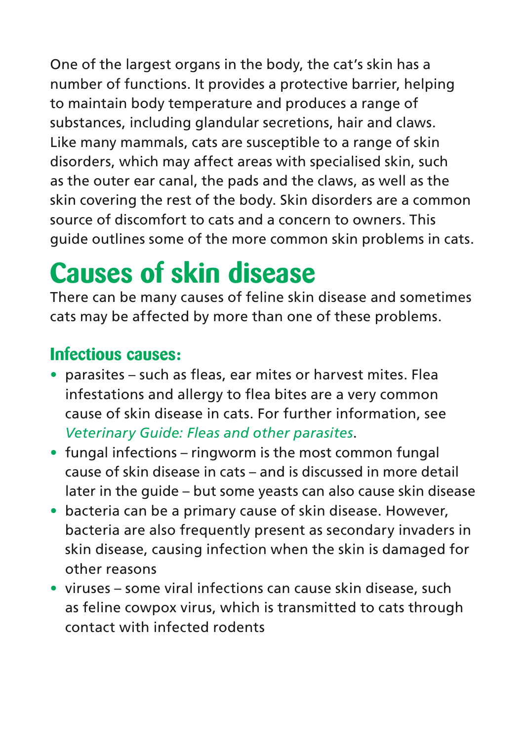One of the largest organs in the body, the cat's skin has a number of functions. It provides a protective barrier, helping to maintain body temperature and produces a range of substances, including glandular secretions, hair and claws. Like many mammals, cats are susceptible to a range of skin disorders, which may affect areas with specialised skin, such as the outer ear canal, the pads and the claws, as well as the skin covering the rest of the body. Skin disorders are a common source of discomfort to cats and a concern to owners. This guide outlines some of the more common skin problems in cats.

# Causes of skin disease

There can be many causes of feline skin disease and sometimes cats may be affected by more than one of these problems.

## Infectious causes:

- parasites – such as fleas, ear mites or harvest mites. Flea infestations and allergy to flea bites are a very common cause of skin disease in cats. For further information, see *Veterinary Guide: Fleas and other parasites*.
- fungal infections – ringworm is the most common fungal cause of skin disease in cats – and is discussed in more detail later in the guide – but some yeasts can also cause skin disease
- bacteria can be a primary cause of skin disease. However, bacteria are also frequently present as secondary invaders in skin disease, causing infection when the skin is damaged for other reasons
- viruses – some viral infections can cause skin disease, such as feline cowpox virus, which is transmitted to cats through contact with infected rodents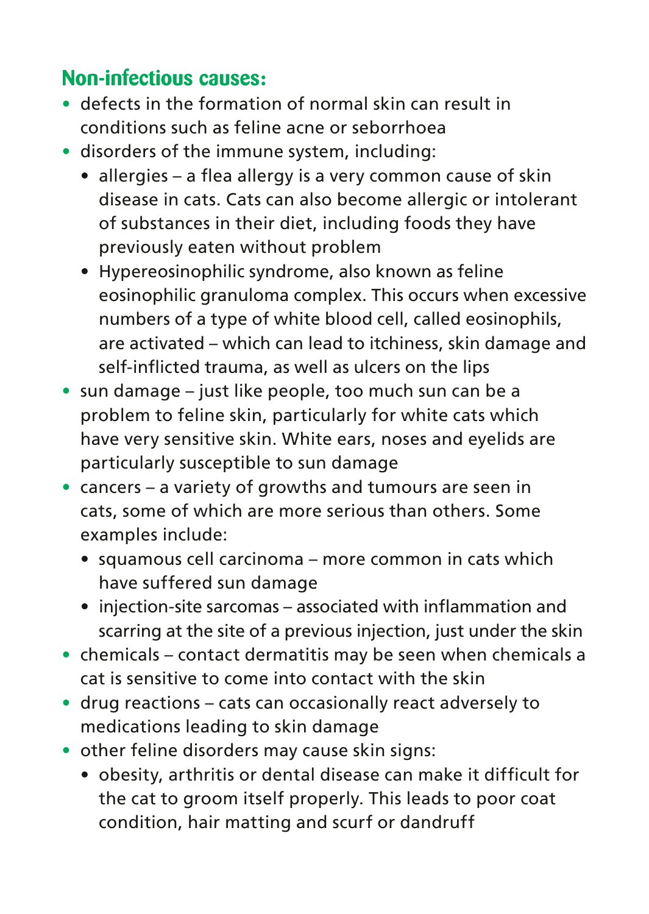## Non-infectious causes:

- defects in the formation of normal skin can result in conditions such as feline acne or seborrhoea
- disorders of the immune system, including:
  - allergies – a flea allergy is a very common cause of skin disease in cats. Cats can also become allergic or intolerant of substances in their diet, including foods they have previously eaten without problem
  - Hypereosinophilic syndrome, also known as feline eosinophilic granuloma complex. This occurs when excessive numbers of a type of white blood cell, called eosinophils, are activated – which can lead to itchiness, skin damage and self-inflicted trauma, as well as ulcers on the lips
- sun damage – just like people, too much sun can be a problem to feline skin, particularly for white cats which have very sensitive skin. White ears, noses and eyelids are particularly susceptible to sun damage
- cancers – a variety of growths and tumours are seen in cats, some of which are more serious than others. Some examples include:
  - squamous cell carcinoma – more common in cats which have suffered sun damage
  - injection-site sarcomas – associated with inflammation and scarring at the site of a previous injection, just under the skin
- chemicals – contact dermatitis may be seen when chemicals a cat is sensitive to come into contact with the skin
- drug reactions – cats can occasionally react adversely to medications leading to skin damage
- other feline disorders may cause skin signs:
  - obesity, arthritis or dental disease can make it difficult for the cat to groom itself properly. This leads to poor coat condition, hair matting and scurf or dandruff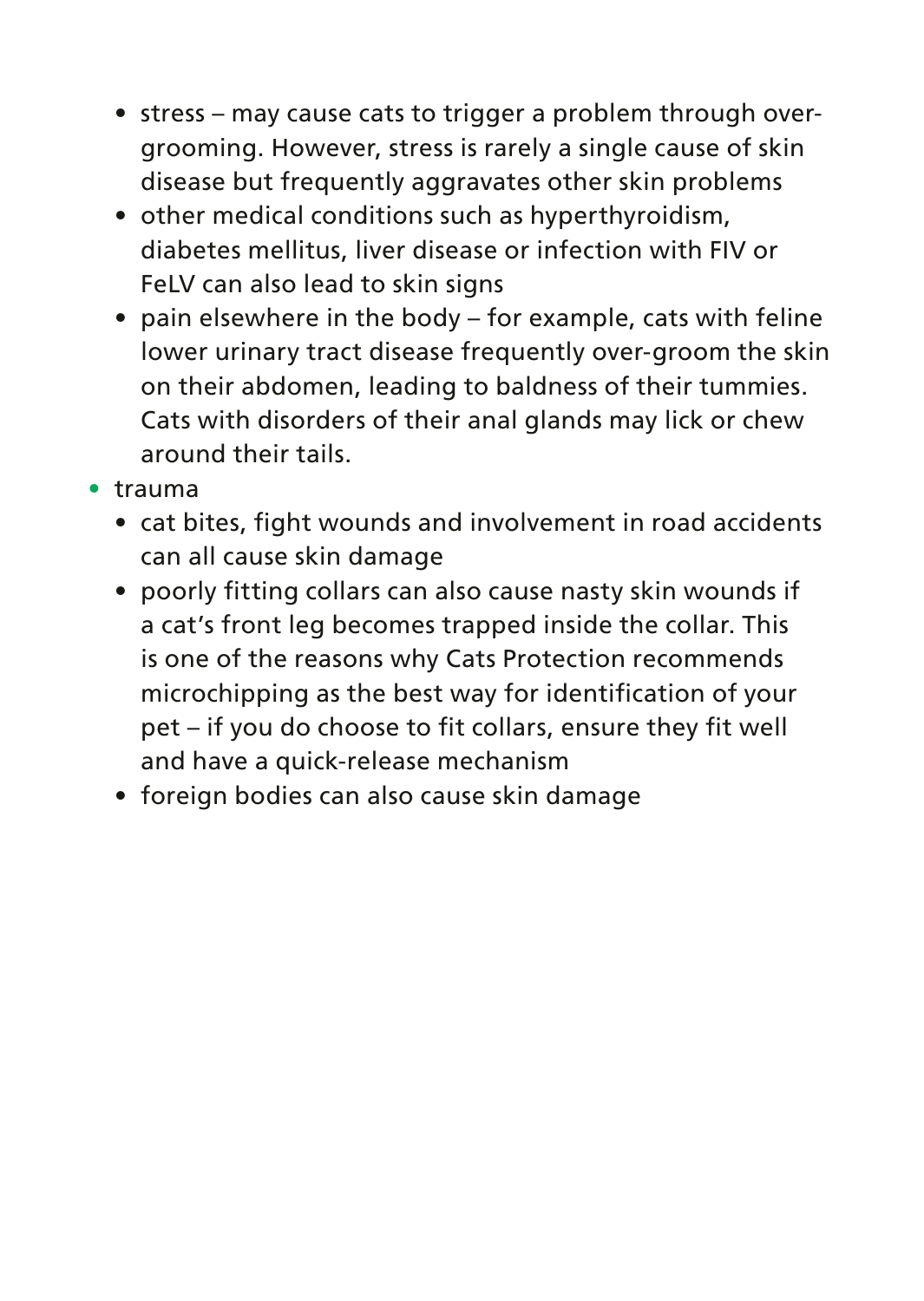- stress – may cause cats to trigger a problem through over-grooming. However, stress is rarely a single cause of skin disease but frequently aggravates other skin problems
  - other medical conditions such as hyperthyroidism, diabetes mellitus, liver disease or infection with FIV or FeLV can also lead to skin signs
  - pain elsewhere in the body – for example, cats with feline lower urinary tract disease frequently over-groom the skin on their abdomen, leading to baldness of their tummies. Cats with disorders of their anal glands may lick or chew around their tails.
- trauma
  - cat bites, fight wounds and involvement in road accidents can all cause skin damage
  - poorly fitting collars can also cause nasty skin wounds if a cat's front leg becomes trapped inside the collar. This is one of the reasons why Cats Protection recommends microchipping as the best way for identification of your pet – if you do choose to fit collars, ensure they fit well and have a quick-release mechanism
  - foreign bodies can also cause skin damage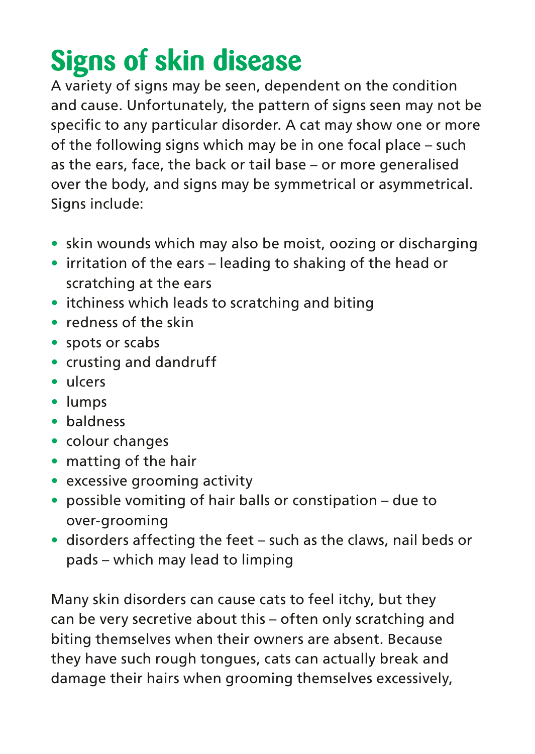# Signs of skin disease

A variety of signs may be seen, dependent on the condition and cause. Unfortunately, the pattern of signs seen may not be specific to any particular disorder. A cat may show one or more of the following signs which may be in one focal place – such as the ears, face, the back or tail base – or more generalised over the body, and signs may be symmetrical or asymmetrical. Signs include:

- skin wounds which may also be moist, oozing or discharging
- irritation of the ears – leading to shaking of the head or scratching at the ears
- itchiness which leads to scratching and biting
- redness of the skin
- spots or scabs
- crusting and dandruff
- ulcers
- lumps
- baldness
- colour changes
- matting of the hair
- excessive grooming activity
- possible vomiting of hair balls or constipation – due to over-grooming
- disorders affecting the feet – such as the claws, nail beds or pads – which may lead to limping

Many skin disorders can cause cats to feel itchy, but they can be very secretive about this – often only scratching and biting themselves when their owners are absent. Because they have such rough tongues, cats can actually break and damage their hairs when grooming themselves excessively,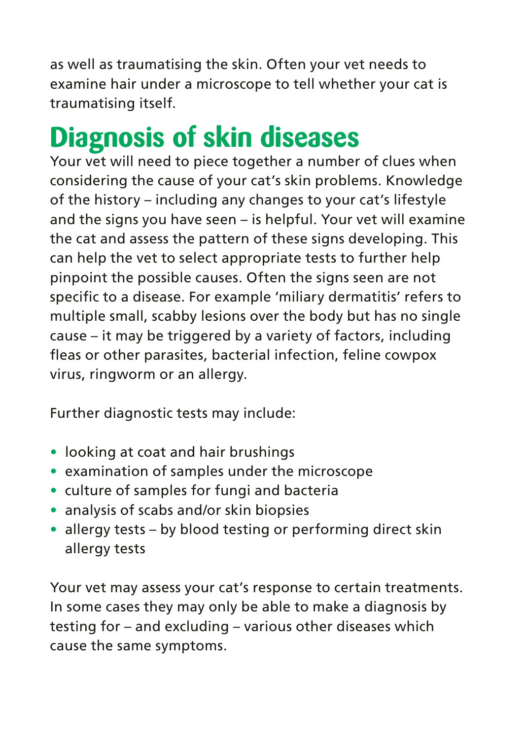as well as traumatising the skin. Often your vet needs to examine hair under a microscope to tell whether your cat is traumatising itself.

## Diagnosis of skin diseases

Your vet will need to piece together a number of clues when considering the cause of your cat's skin problems. Knowledge of the history – including any changes to your cat's lifestyle and the signs you have seen – is helpful. Your vet will examine the cat and assess the pattern of these signs developing. This can help the vet to select appropriate tests to further help pinpoint the possible causes. Often the signs seen are not specific to a disease. For example 'miliary dermatitis' refers to multiple small, scabby lesions over the body but has no single cause – it may be triggered by a variety of factors, including fleas or other parasites, bacterial infection, feline cowpox virus, ringworm or an allergy.

Further diagnostic tests may include:

- looking at coat and hair brushings
- examination of samples under the microscope
- culture of samples for fungi and bacteria
- analysis of scabs and/or skin biopsies
- allergy tests – by blood testing or performing direct skin allergy tests

Your vet may assess your cat's response to certain treatments. In some cases they may only be able to make a diagnosis by testing for – and excluding – various other diseases which cause the same symptoms.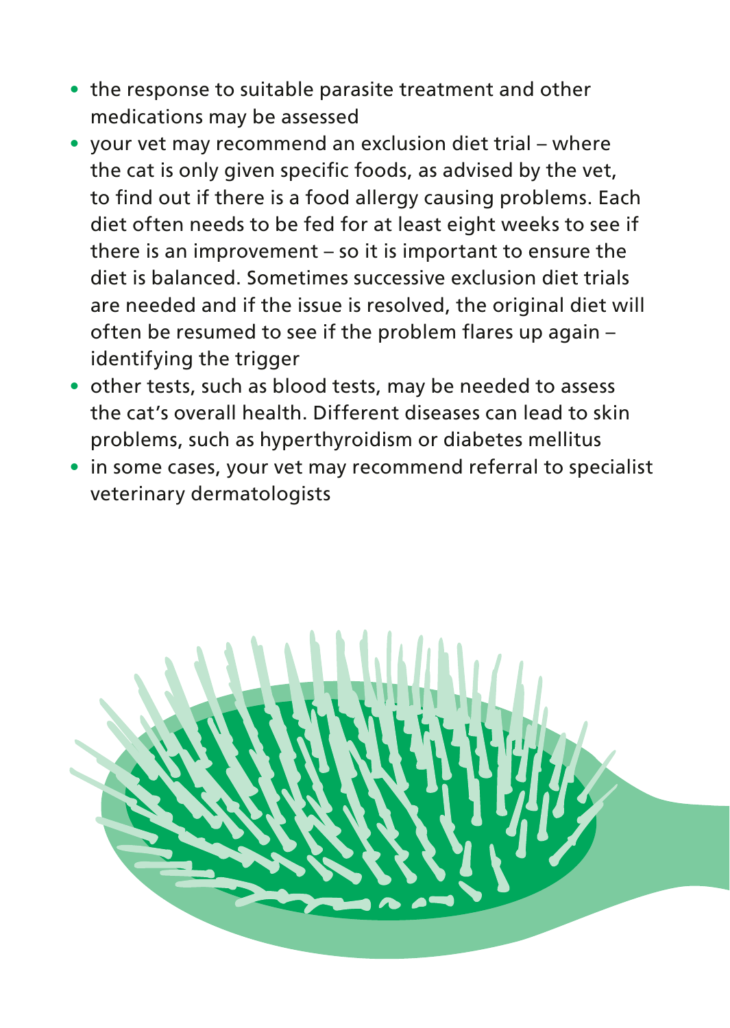- the response to suitable parasite treatment and other medications may be assessed
- your vet may recommend an exclusion diet trial – where the cat is only given specific foods, as advised by the vet, to find out if there is a food allergy causing problems. Each diet often needs to be fed for at least eight weeks to see if there is an improvement – so it is important to ensure the diet is balanced. Sometimes successive exclusion diet trials are needed and if the issue is resolved, the original diet will often be resumed to see if the problem flares up again – identifying the trigger
- other tests, such as blood tests, may be needed to assess the cat's overall health. Different diseases can lead to skin problems, such as hyperthyroidism or diabetes mellitus
- in some cases, your vet may recommend referral to specialist veterinary dermatologists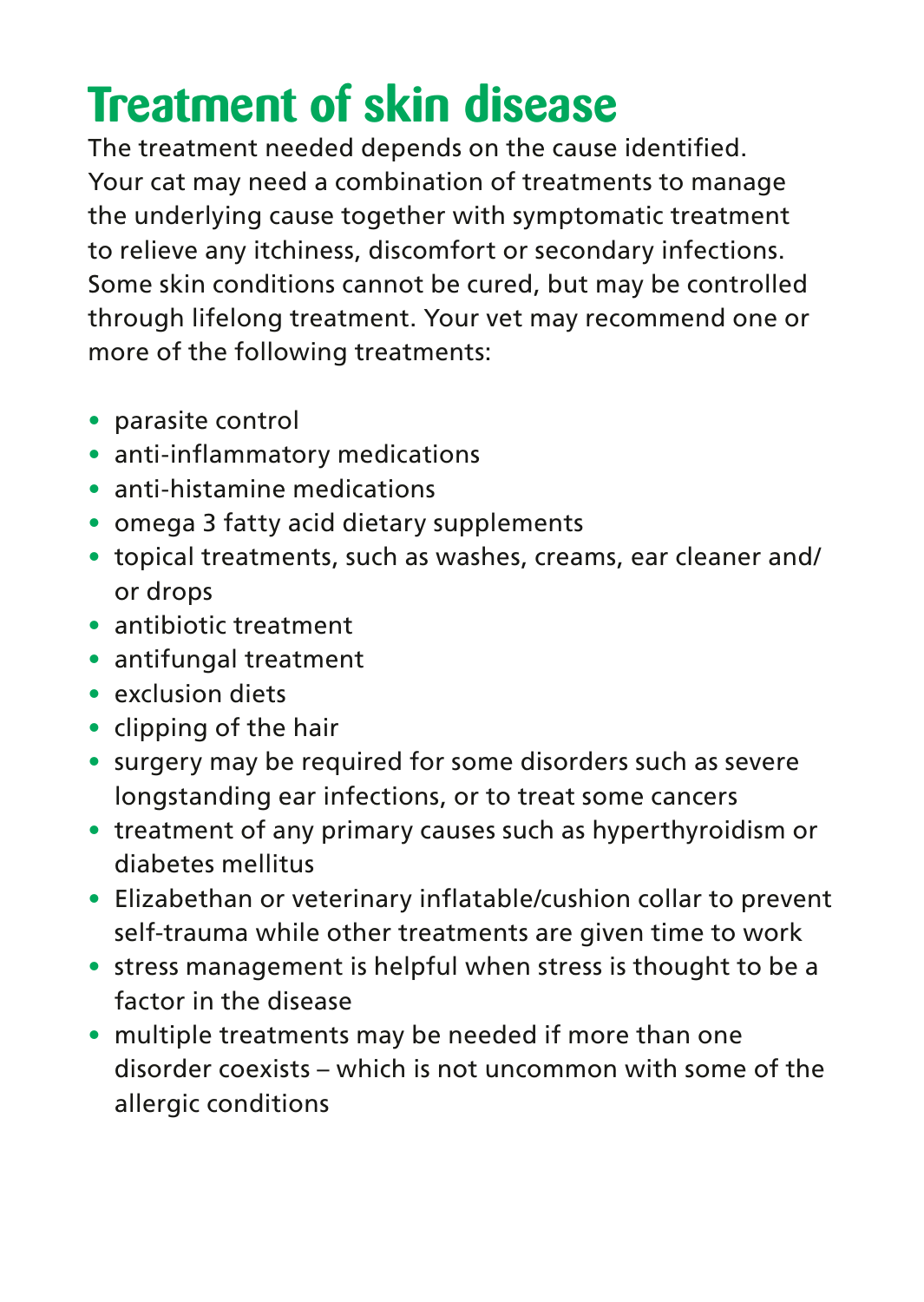# Treatment of skin disease

The treatment needed depends on the cause identified. Your cat may need a combination of treatments to manage the underlying cause together with symptomatic treatment to relieve any itchiness, discomfort or secondary infections. Some skin conditions cannot be cured, but may be controlled through lifelong treatment. Your vet may recommend one or more of the following treatments:

- parasite control
- anti-inflammatory medications
- anti-histamine medications
- omega 3 fatty acid dietary supplements
- topical treatments, such as washes, creams, ear cleaner and/or drops
- antibiotic treatment
- antifungal treatment
- exclusion diets
- clipping of the hair
- surgery may be required for some disorders such as severe longstanding ear infections, or to treat some cancers
- treatment of any primary causes such as hyperthyroidism or diabetes mellitus
- Elizabethan or veterinary inflatable/cushion collar to prevent self-trauma while other treatments are given time to work
- stress management is helpful when stress is thought to be a factor in the disease
- multiple treatments may be needed if more than one disorder coexists – which is not uncommon with some of the allergic conditions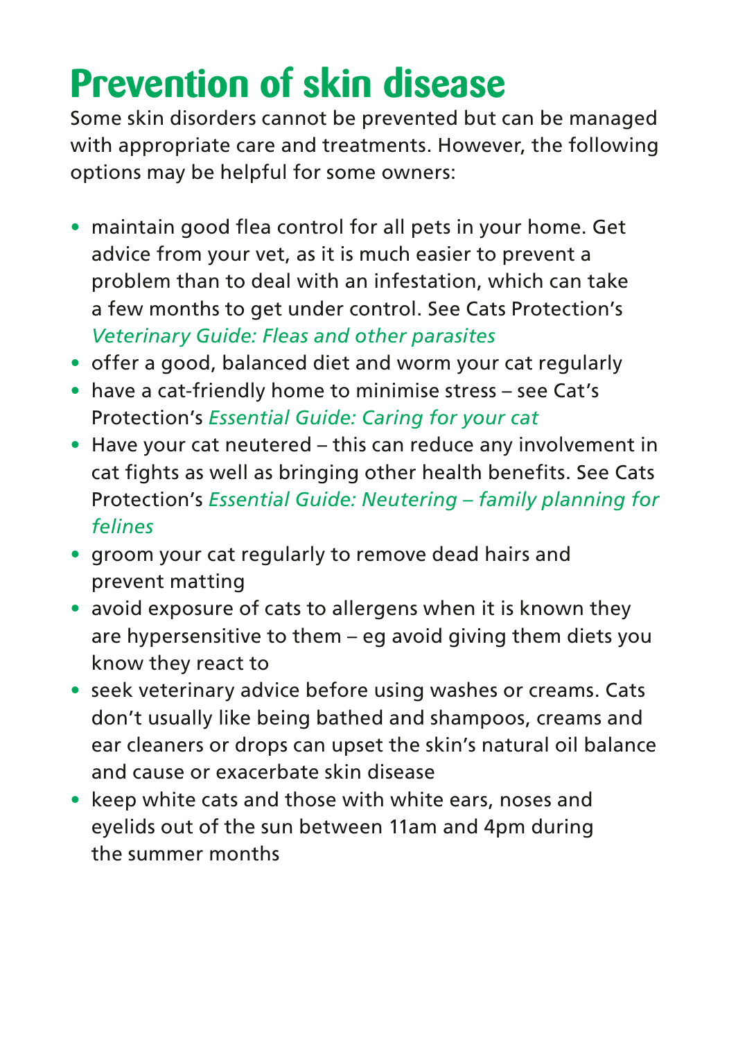# Prevention of skin disease

Some skin disorders cannot be prevented but can be managed with appropriate care and treatments. However, the following options may be helpful for some owners:

- maintain good flea control for all pets in your home. Get advice from your vet, as it is much easier to prevent a problem than to deal with an infestation, which can take a few months to get under control. See Cats Protection's *Veterinary Guide: Fleas and other parasites*
- offer a good, balanced diet and worm your cat regularly
- have a cat-friendly home to minimise stress – see Cat's Protection's *Essential Guide: Caring for your cat*
- Have your cat neutered – this can reduce any involvement in cat fights as well as bringing other health benefits. See Cats Protection's *Essential Guide: Neutering – family planning for felines*
- groom your cat regularly to remove dead hairs and prevent matting
- avoid exposure of cats to allergens when it is known they are hypersensitive to them – eg avoid giving them diets you know they react to
- seek veterinary advice before using washes or creams. Cats don't usually like being bathed and shampoos, creams and ear cleaners or drops can upset the skin's natural oil balance and cause or exacerbate skin disease
- keep white cats and those with white ears, noses and eyelids out of the sun between 11am and 4pm during the summer months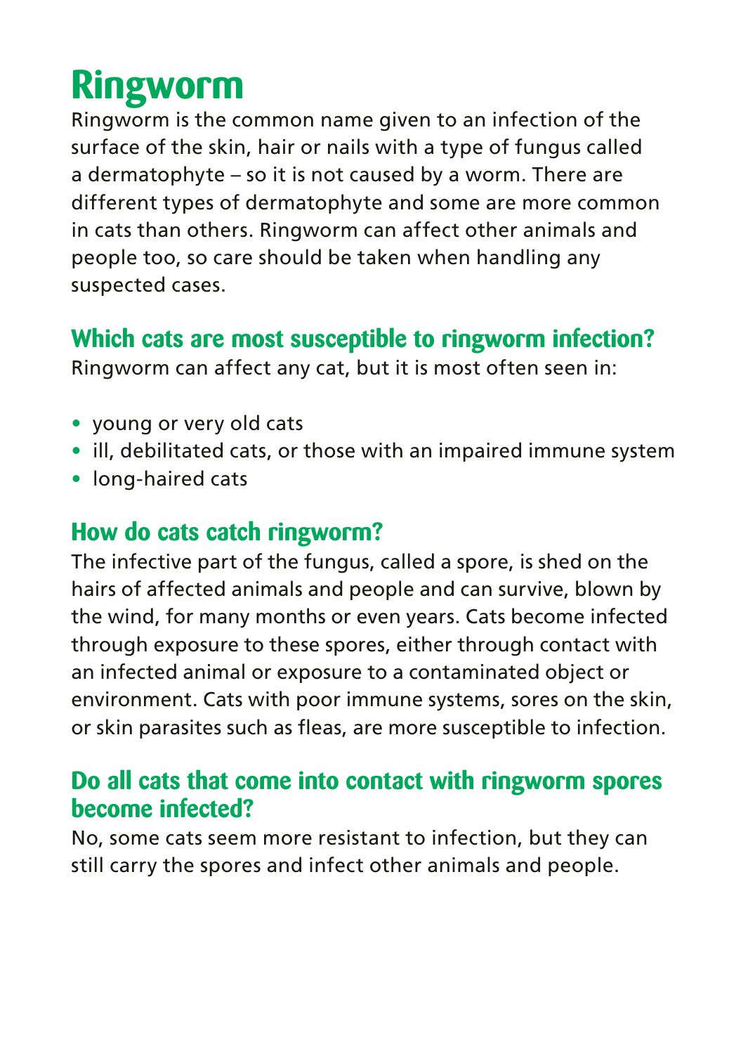# Ringworm

Ringworm is the common name given to an infection of the surface of the skin, hair or nails with a type of fungus called a dermatophyte – so it is not caused by a worm. There are different types of dermatophyte and some are more common in cats than others. Ringworm can affect other animals and people too, so care should be taken when handling any suspected cases.

## Which cats are most susceptible to ringworm infection?

Ringworm can affect any cat, but it is most often seen in:

- young or very old cats
- ill, debilitated cats, or those with an impaired immune system
- long-haired cats

## How do cats catch ringworm?

The infective part of the fungus, called a spore, is shed on the hairs of affected animals and people and can survive, blown by the wind, for many months or even years. Cats become infected through exposure to these spores, either through contact with an infected animal or exposure to a contaminated object or environment. Cats with poor immune systems, sores on the skin, or skin parasites such as fleas, are more susceptible to infection.

## Do all cats that come into contact with ringworm spores become infected?

No, some cats seem more resistant to infection, but they can still carry the spores and infect other animals and people.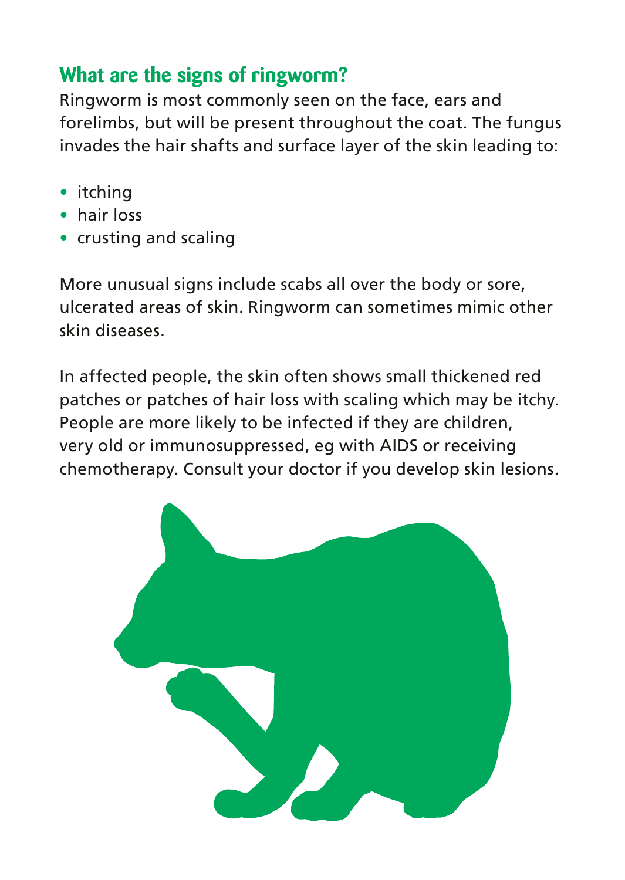## What are the signs of ringworm?

Ringworm is most commonly seen on the face, ears and forelimbs, but will be present throughout the coat. The fungus invades the hair shafts and surface layer of the skin leading to:

- itching
- hair loss
- crusting and scaling

More unusual signs include scabs all over the body or sore, ulcerated areas of skin. Ringworm can sometimes mimic other skin diseases.

In affected people, the skin often shows small thickened red patches or patches of hair loss with scaling which may be itchy. People are more likely to be infected if they are children, very old or immunosuppressed, eg with AIDS or receiving chemotherapy. Consult your doctor if you develop skin lesions.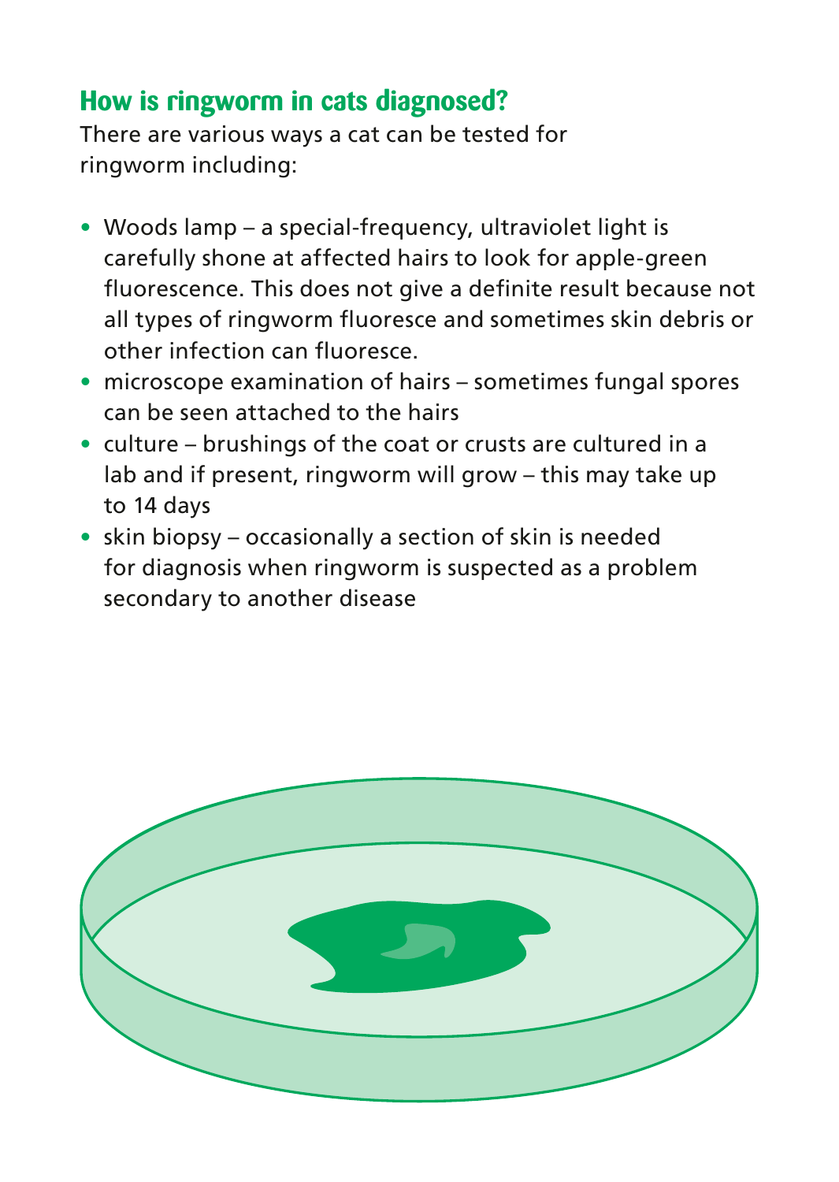## How is ringworm in cats diagnosed?

There are various ways a cat can be tested for ringworm including:

- Woods lamp – a special-frequency, ultraviolet light is carefully shone at affected hairs to look for apple-green fluorescence. This does not give a definite result because not all types of ringworm fluoresce and sometimes skin debris or other infection can fluoresce.
- microscope examination of hairs – sometimes fungal spores can be seen attached to the hairs
- culture – brushings of the coat or crusts are cultured in a lab and if present, ringworm will grow – this may take up to 14 days
- skin biopsy – occasionally a section of skin is needed for diagnosis when ringworm is suspected as a problem secondary to another disease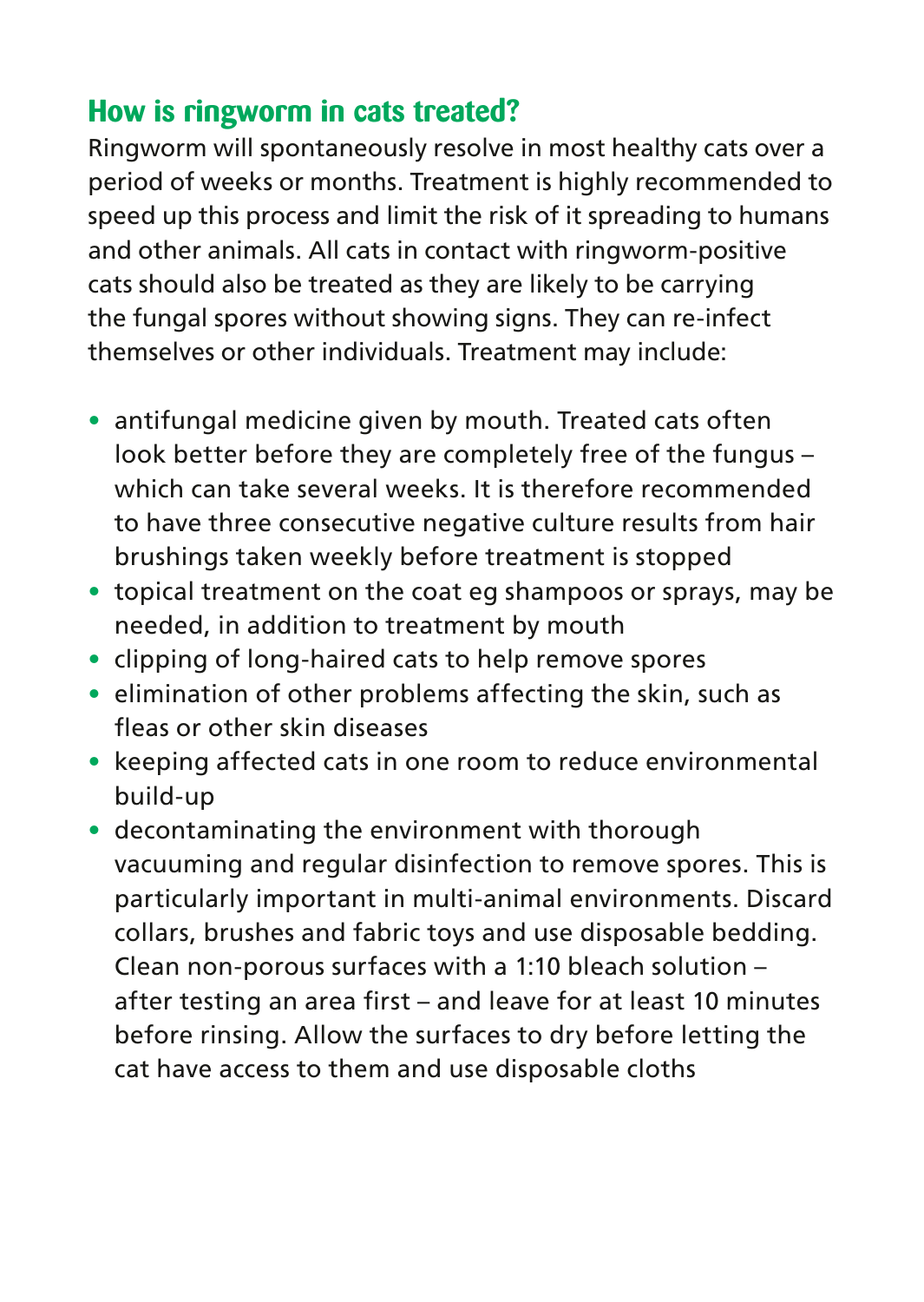## How is ringworm in cats treated?

Ringworm will spontaneously resolve in most healthy cats over a period of weeks or months. Treatment is highly recommended to speed up this process and limit the risk of it spreading to humans and other animals. All cats in contact with ringworm-positive cats should also be treated as they are likely to be carrying the fungal spores without showing signs. They can re-infect themselves or other individuals. Treatment may include:

- antifungal medicine given by mouth. Treated cats often look better before they are completely free of the fungus – which can take several weeks. It is therefore recommended to have three consecutive negative culture results from hair brushings taken weekly before treatment is stopped
- topical treatment on the coat eg shampoos or sprays, may be needed, in addition to treatment by mouth
- clipping of long-haired cats to help remove spores
- elimination of other problems affecting the skin, such as fleas or other skin diseases
- keeping affected cats in one room to reduce environmental build-up
- decontaminating the environment with thorough vacuuming and regular disinfection to remove spores. This is particularly important in multi-animal environments. Discard collars, brushes and fabric toys and use disposable bedding. Clean non-porous surfaces with a 1:10 bleach solution – after testing an area first – and leave for at least 10 minutes before rinsing. Allow the surfaces to dry before letting the cat have access to them and use disposable cloths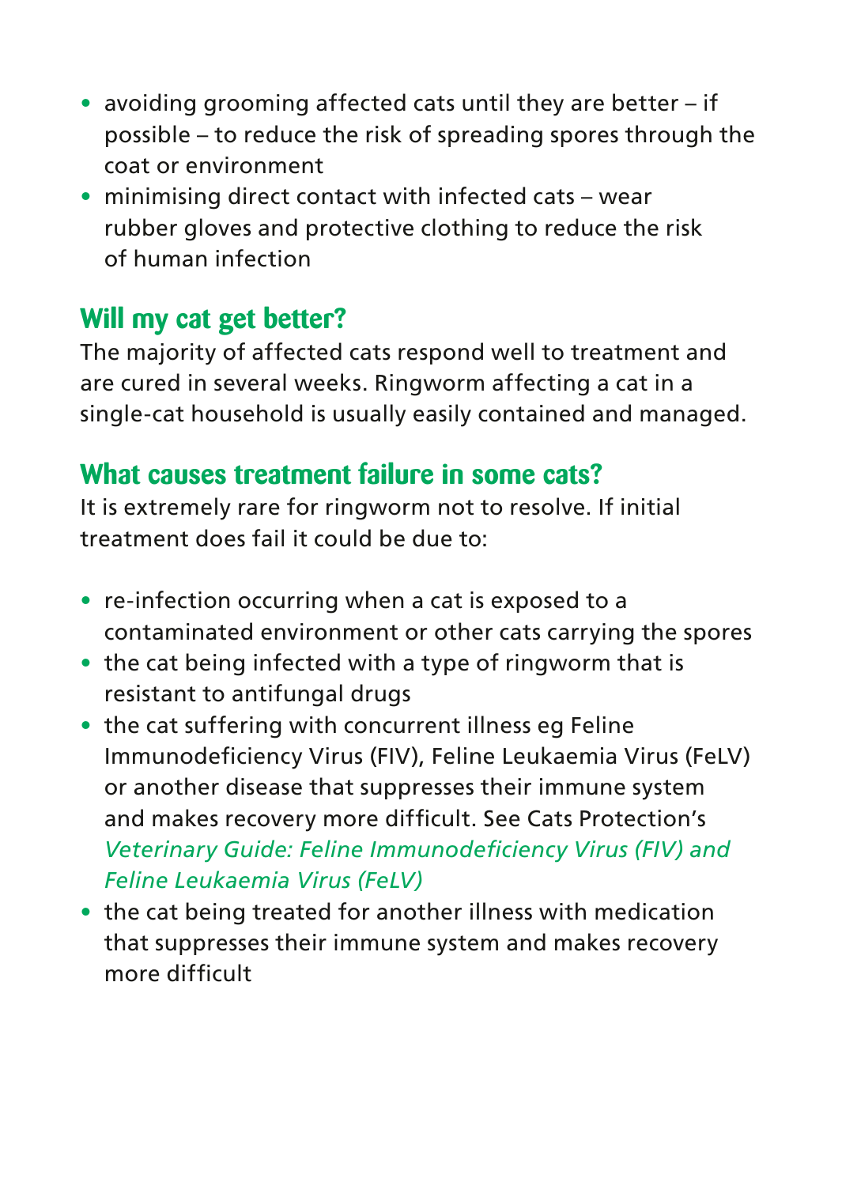- avoiding grooming affected cats until they are better – if possible – to reduce the risk of spreading spores through the coat or environment
- minimising direct contact with infected cats – wear rubber gloves and protective clothing to reduce the risk of human infection

## Will my cat get better?

The majority of affected cats respond well to treatment and are cured in several weeks. Ringworm affecting a cat in a single-cat household is usually easily contained and managed.

## What causes treatment failure in some cats?

It is extremely rare for ringworm not to resolve. If initial treatment does fail it could be due to:

- re-infection occurring when a cat is exposed to a contaminated environment or other cats carrying the spores
- the cat being infected with a type of ringworm that is resistant to antifungal drugs
- the cat suffering with concurrent illness eg Feline Immunodeficiency Virus (FIV), Feline Leukaemia Virus (FeLV) or another disease that suppresses their immune system and makes recovery more difficult. See Cats Protection's *Veterinary Guide: Feline Immunodeficiency Virus (FIV) and Feline Leukaemia Virus (FeLV)*
- the cat being treated for another illness with medication that suppresses their immune system and makes recovery more difficult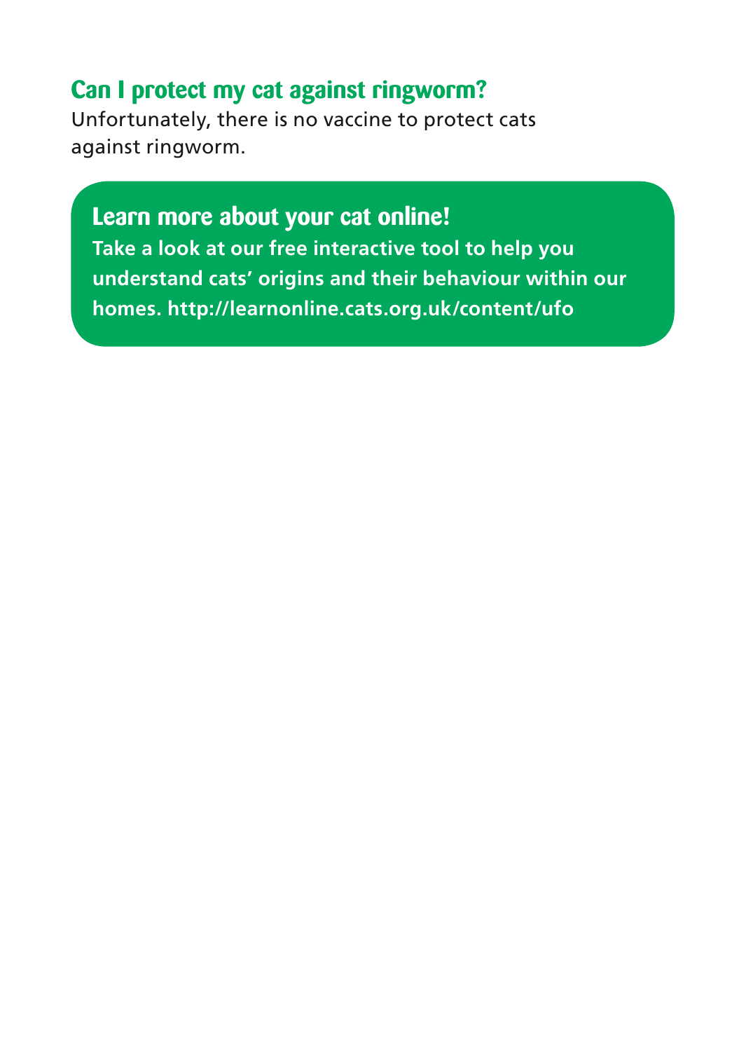## Can I protect my cat against ringworm?

Unfortunately, there is no vaccine to protect cats against ringworm.

### Learn more about your cat online!

**Take a look at our free interactive tool to help you understand cats' origins and their behaviour within our homes. http://learnonline.cats.org.uk/content/ufo**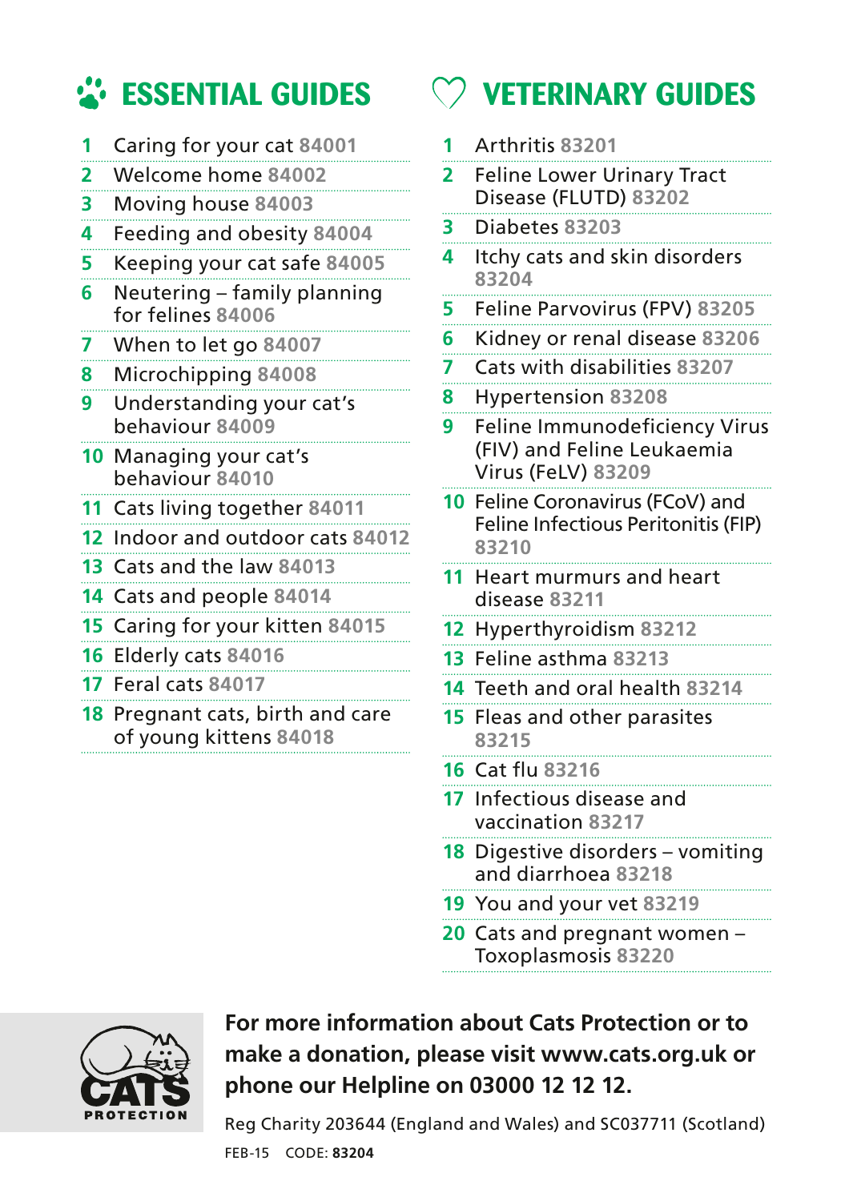## ESSENTIAL GUIDES

1. Caring for your cat 84001
2. Welcome home 84002
3. Moving house 84003
4. Feeding and obesity 84004
5. Keeping your cat safe 84005
6. Neutering – family planning for felines 84006
7. When to let go 84007
8. Microchipping 84008
9. Understanding your cat's behaviour 84009
10. Managing your cat's behaviour 84010
11. Cats living together 84011
12. Indoor and outdoor cats 84012
13. Cats and the law 84013
14. Cats and people 84014
15. Caring for your kitten 84015
16. Elderly cats 84016
17. Feral cats 84017
18. Pregnant cats, birth and care of young kittens 84018

## VETERINARY GUIDES

1. Arthritis 83201
2. Feline Lower Urinary Tract Disease (FLUTD) 83202
3. Diabetes 83203
4. Itchy cats and skin disorders 83204
5. Feline Parvovirus (FPV) 83205
6. Kidney or renal disease 83206
7. Cats with disabilities 83207
8. Hypertension 83208
9. Feline Immunodeficiency Virus (FIV) and Feline Leukaemia Virus (FeLV) 83209
10. Feline Coronavirus (FCoV) and Feline Infectious Peritonitis (FIP) 83210
11. Heart murmurs and heart disease 83211
12. Hyperthyroidism 83212
13. Feline asthma 83213
14. Teeth and oral health 83214
15. Fleas and other parasites 83215
16. Cat flu 83216
17. Infectious disease and vaccination 83217
18. Digestive disorders – vomiting and diarrhoea 83218
19. You and your vet 83219
20. Cats and pregnant women – Toxoplasmosis 83220

CATS PROTECTION

**For more information about Cats Protection or to make a donation, please visit www.cats.org.uk or phone our Helpline on 03000 12 12 12.**

Reg Charity 203644 (England and Wales) and SC037711 (Scotland)

FEB-15 CODE: **83204**